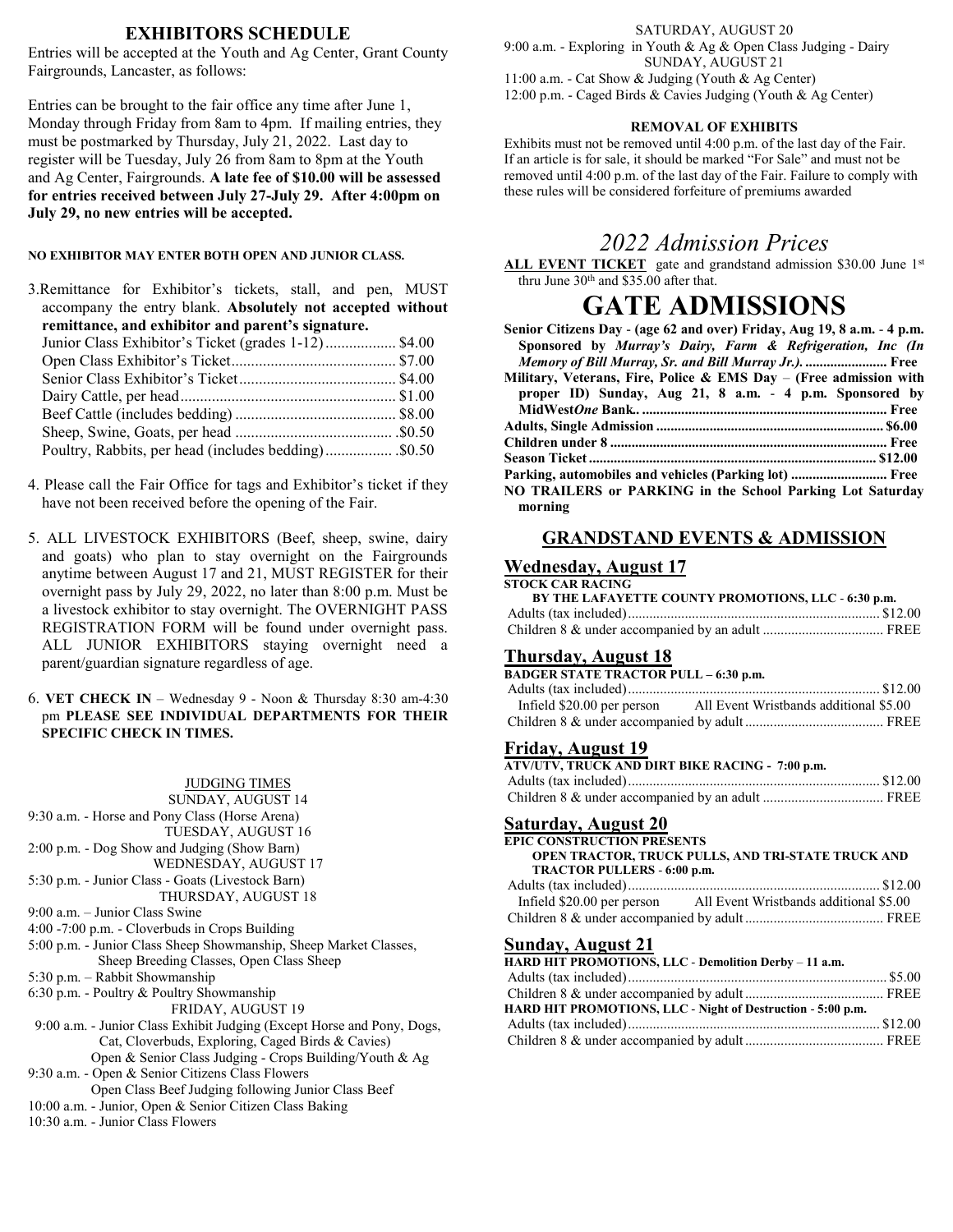## EXHIBITORS SCHEDULE

Entries will be accepted at the Youth and Ag Center, Grant County Fairgrounds, Lancaster, as follows:

Entries can be brought to the fair office any time after June 1, Monday through Friday from 8am to 4pm. If mailing entries, they must be postmarked by Thursday, July 21, 2022. Last day to register will be Tuesday, July 26 from 8am to 8pm at the Youth and Ag Center, Fairgrounds. **A late fee of $10.00 will be assessed for entries received between July 27-July 29. After 4:00pm on July 29, no new entries will be accepted.**

**NO EXHIBITOR MAY ENTER BOTH OPEN AND JUNIOR CLASS.**

3. Remittance for Exhibitor's tickets, stall, and pen, MUST accompany the entry blank. **Absolutely not accepted without remittance, and exhibitor and parent's signature.**
   - Junior Class Exhibitor's Ticket (grades 1-12) .................. $4.00
   - Open Class Exhibitor's Ticket .......................................... $7.00
   - Senior Class Exhibitor's Ticket ........................................ $4.00
   - Dairy Cattle, per head ....................................................... $1.00
   - Beef Cattle (includes bedding) ......................................... $8.00
   - Sheep, Swine, Goats, per head ......................................... .$0.50
   - Poultry, Rabbits, per head (includes bedding) ................. .$0.50

4. Please call the Fair Office for tags and Exhibitor's ticket if they have not been received before the opening of the Fair.

5. ALL LIVESTOCK EXHIBITORS (Beef, sheep, swine, dairy and goats) who plan to stay overnight on the Fairgrounds anytime between August 17 and 21, MUST REGISTER for their overnight pass by July 29, 2022, no later than 8:00 p.m. Must be a livestock exhibitor to stay overnight. The OVERNIGHT PASS REGISTRATION FORM will be found under overnight pass. ALL JUNIOR EXHIBITORS staying overnight need a parent/guardian signature regardless of age.

6. **VET CHECK IN** – Wednesday 9 - Noon & Thursday 8:30 am-4:30 pm **PLEASE SEE INDIVIDUAL DEPARTMENTS FOR THEIR SPECIFIC CHECK IN TIMES.**

### JUDGING TIMES

SUNDAY, AUGUST 14

9:30 a.m. - Horse and Pony Class (Horse Arena)

TUESDAY, AUGUST 16

2:00 p.m. - Dog Show and Judging (Show Barn)

WEDNESDAY, AUGUST 17

5:30 p.m. - Junior Class - Goats (Livestock Barn)

THURSDAY, AUGUST 18

9:00 a.m. – Junior Class Swine
4:00 -7:00 p.m. - Cloverbuds in Crops Building
5:00 p.m. - Junior Class Sheep Showmanship, Sheep Market Classes, Sheep Breeding Classes, Open Class Sheep
5:30 p.m. – Rabbit Showmanship
6:30 p.m. - Poultry & Poultry Showmanship

FRIDAY, AUGUST 19

9:00 a.m. - Junior Class Exhibit Judging (Except Horse and Pony, Dogs, Cat, Cloverbuds, Exploring, Caged Birds & Cavies)
Open & Senior Class Judging - Crops Building/Youth & Ag
9:30 a.m. - Open & Senior Citizens Class Flowers
Open Class Beef Judging following Junior Class Beef
10:00 a.m. - Junior, Open & Senior Citizen Class Baking
10:30 a.m. - Junior Class Flowers

SATURDAY, AUGUST 20

9:00 a.m. - Exploring in Youth & Ag & Open Class Judging - Dairy

SUNDAY, AUGUST 21

11:00 a.m. - Cat Show & Judging (Youth & Ag Center)
12:00 p.m. - Caged Birds & Cavies Judging (Youth & Ag Center)

### REMOVAL OF EXHIBITS

Exhibits must not be removed until 4:00 p.m. of the last day of the Fair. If an article is for sale, it should be marked "For Sale" and must not be removed until 4:00 p.m. of the last day of the Fair. Failure to comply with these rules will be considered forfeiture of premiums awarded

# *2022 Admission Prices*

**ALL EVENT TICKET** gate and grandstand admission $30.00 June 1st thru June 30th and $35.00 after that.

# GATE ADMISSIONS

**Senior Citizens Day - (age 62 and over) Friday, Aug 19, 8 a.m. - 4 p.m. Sponsored by *Murray's Dairy, Farm & Refrigeration, Inc (In Memory of Bill Murray, Sr. and Bill Murray Jr.).* ....................... Free**
**Military, Veterans, Fire, Police & EMS Day – (Free admission with proper ID) Sunday, Aug 21, 8 a.m. - 4 p.m. Sponsored by MidWest*One* Bank. ..................................................................... Free**
**Adults, Single Admission ................................................................ $6.00**
**Children under 8 ............................................................................. Free**
**Season Ticket ................................................................................. $12.00**
**Parking, automobiles and vehicles (Parking lot) ........................... Free**
**NO TRAILERS or PARKING in the School Parking Lot Saturday morning**

## GRANDSTAND EVENTS & ADMISSION

### Wednesday, August 17

**STOCK CAR RACING**
**BY THE LAFAYETTE COUNTY PROMOTIONS, LLC - 6:30 p.m.**
Adults (tax included) ...................................................................... $12.00
Children 8 & under accompanied by an adult .................................. FREE

### Thursday, August 18

**BADGER STATE TRACTOR PULL – 6:30 p.m.**
Adults (tax included) ...................................................................... $12.00
Infield $20.00 per person All Event Wristbands additional $5.00
Children 8 & under accompanied by adult ....................................... FREE

### Friday, August 19

**ATV/UTV, TRUCK AND DIRT BIKE RACING - 7:00 p.m.**
Adults (tax included) ...................................................................... $12.00
Children 8 & under accompanied by an adult .................................. FREE

### Saturday, August 20

**EPIC CONSTRUCTION PRESENTS**
**OPEN TRACTOR, TRUCK PULLS, AND TRI-STATE TRUCK AND TRACTOR PULLERS - 6:00 p.m.**
Adults (tax included) ...................................................................... $12.00
Infield $20.00 per person All Event Wristbands additional $5.00
Children 8 & under accompanied by adult ....................................... FREE

### Sunday, August 21

**HARD HIT PROMOTIONS, LLC - Demolition Derby – 11 a.m.**
Adults (tax included) ........................................................................ $5.00
Children 8 & under accompanied by adult ....................................... FREE
**HARD HIT PROMOTIONS, LLC - Night of Destruction - 5:00 p.m.**
Adults (tax included) ...................................................................... $12.00
Children 8 & under accompanied by adult ....................................... FREE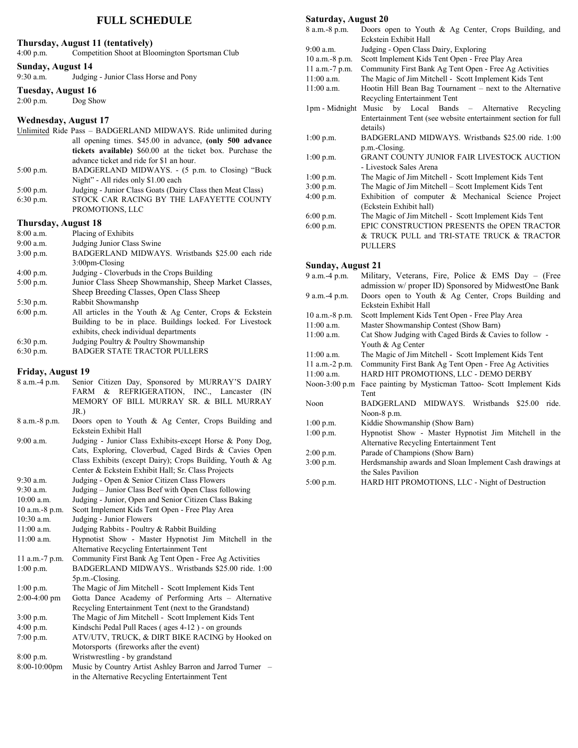# FULL SCHEDULE

### Thursday, August 11 (tentatively)

4:00 p.m. Competition Shoot at Bloomington Sportsman Club

### Sunday, August 14

9:30 a.m. Judging - Junior Class Horse and Pony

### Tuesday, August 16

2:00 p.m. Dog Show

### Wednesday, August 17

Unlimited Ride Pass – BADGERLAND MIDWAYS. Ride unlimited during all opening times. $45.00 in advance, **(only 500 advance tickets available)** $60.00 at the ticket box. Purchase the advance ticket and ride for $1 an hour.

5:00 p.m. BADGERLAND MIDWAYS. - (5 p.m. to Closing) "Buck Night" - All rides only $1.00 each

5:00 p.m. Judging - Junior Class Goats (Dairy Class then Meat Class)

6:30 p.m. STOCK CAR RACING BY THE LAFAYETTE COUNTY PROMOTIONS, LLC

### Thursday, August 18

8:00 a.m. Placing of Exhibits

9:00 a.m. Judging Junior Class Swine

3:00 p.m. BADGERLAND MIDWAYS. Wristbands $25.00 each ride 3:00pm-Closing

4:00 p.m. Judging - Cloverbuds in the Crops Building

5:00 p.m. Junior Class Sheep Showmanship, Sheep Market Classes, Sheep Breeding Classes, Open Class Sheep

5:30 p.m. Rabbit Showmanshp

6:00 p.m. All articles in the Youth & Ag Center, Crops & Eckstein Building to be in place. Buildings locked. For Livestock exhibits, check individual departments

6:30 p.m. Judging Poultry & Poultry Showmanship

6:30 p.m. BADGER STATE TRACTOR PULLERS

### Friday, August 19

8 a.m.-4 p.m. Senior Citizen Day, Sponsored by MURRAY'S DAIRY FARM & REFRIGERATION, INC., Lancaster (IN MEMORY OF BILL MURRAY SR. & BILL MURRAY JR.)

8 a.m.-8 p.m. Doors open to Youth & Ag Center, Crops Building and Eckstein Exhibit Hall

9:00 a.m. Judging - Junior Class Exhibits-except Horse & Pony Dog, Cats, Exploring, Cloverbud, Caged Birds & Cavies Open Class Exhibits (except Dairy); Crops Building, Youth & Ag Center & Eckstein Exhibit Hall; Sr. Class Projects

9:30 a.m. Judging - Open & Senior Citizen Class Flowers

9:30 a.m. Judging – Junior Class Beef with Open Class following

10:00 a.m. Judging - Junior, Open and Senior Citizen Class Baking

10 a.m.-8 p.m. Scott Implement Kids Tent Open - Free Play Area

10:30 a.m. Judging - Junior Flowers

11:00 a.m. Judging Rabbits - Poultry & Rabbit Building

11:00 a.m. Hypnotist Show - Master Hypnotist Jim Mitchell in the Alternative Recycling Entertainment Tent

11 a.m.-7 p.m. Community First Bank Ag Tent Open - Free Ag Activities

1:00 p.m. BADGERLAND MIDWAYS.. Wristbands $25.00 ride. 1:00 5p.m.-Closing.

1:00 p.m. The Magic of Jim Mitchell - Scott Implement Kids Tent

2:00-4:00 pm Gotta Dance Academy of Performing Arts – Alternative Recycling Entertainment Tent (next to the Grandstand)

3:00 p.m. The Magic of Jim Mitchell - Scott Implement Kids Tent

4:00 p.m. Kindschi Pedal Pull Races ( ages 4-12 ) - on grounds

7:00 p.m. ATV/UTV, TRUCK, & DIRT BIKE RACING by Hooked on Motorsports (fireworks after the event)

8:00 p.m. Wristwrestling - by grandstand

8:00-10:00pm Music by Country Artist Ashley Barron and Jarrod Turner – in the Alternative Recycling Entertainment Tent

### Saturday, August 20

8 a.m.-8 p.m. Doors open to Youth & Ag Center, Crops Building, and Eckstein Exhibit Hall

9:00 a.m. Judging - Open Class Dairy, Exploring

10 a.m.-8 p.m. Scott Implement Kids Tent Open - Free Play Area

11 a.m.-7 p.m. Community First Bank Ag Tent Open - Free Ag Activities

11:00 a.m. The Magic of Jim Mitchell - Scott Implement Kids Tent

11:00 a.m. Hootin Hill Bean Bag Tournament – next to the Alternative Recycling Entertainment Tent

1pm - Midnight Music by Local Bands – Alternative Recycling Entertainment Tent (see website entertainment section for full details)

1:00 p.m. BADGERLAND MIDWAYS. Wristbands $25.00 ride. 1:00 p.m.-Closing.

1:00 p.m. GRANT COUNTY JUNIOR FAIR LIVESTOCK AUCTION - Livestock Sales Arena

1:00 p.m. The Magic of Jim Mitchell - Scott Implement Kids Tent

3:00 p.m. The Magic of Jim Mitchell – Scott Implement Kids Tent

4:00 p.m. Exhibition of computer & Mechanical Science Project (Eckstein Exhibit hall)

6:00 p.m. The Magic of Jim Mitchell - Scott Implement Kids Tent

6:00 p.m. EPIC CONSTRUCTION PRESENTS the OPEN TRACTOR & TRUCK PULL and TRI-STATE TRUCK & TRACTOR PULLERS

### Sunday, August 21

9 a.m.-4 p.m. Military, Veterans, Fire, Police & EMS Day – (Free admission w/ proper ID) Sponsored by MidwestOne Bank

9 a.m.-4 p.m. Doors open to Youth & Ag Center, Crops Building and Eckstein Exhibit Hall

10 a.m.-8 p.m. Scott Implement Kids Tent Open - Free Play Area

11:00 a.m. Master Showmanship Contest (Show Barn)

11:00 a.m. Cat Show Judging with Caged Birds & Cavies to follow - Youth & Ag Center

11:00 a.m. The Magic of Jim Mitchell - Scott Implement Kids Tent

11 a.m.-2 p.m. Community First Bank Ag Tent Open - Free Ag Activities

11:00 a.m. HARD HIT PROMOTIONS, LLC - DEMO DERBY

Noon-3:00 p.m Face painting by Mysticman Tattoo- Scott Implement Kids Tent

Noon BADGERLAND MIDWAYS. Wristbands $25.00 ride. Noon-8 p.m.

1:00 p.m. Kiddie Showmanship (Show Barn)

1:00 p.m. Hypnotist Show - Master Hypnotist Jim Mitchell in the Alternative Recycling Entertainment Tent

2:00 p.m. Parade of Champions (Show Barn)

3:00 p.m. Herdsmanship awards and Sloan Implement Cash drawings at the Sales Pavilion

5:00 p.m. HARD HIT PROMOTIONS, LLC - Night of Destruction